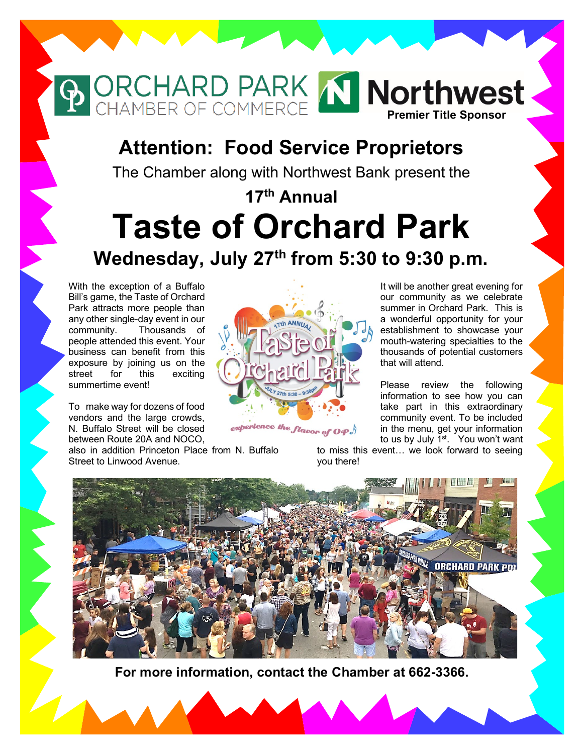ORCHARD PARK CHAMBER OF COMMERCE

Northwest
**Premier Title Sponsor**

## Attention: Food Service Proprietors

The Chamber along with Northwest Bank present the

**17th Annual**

# Taste of Orchard Park

## Wednesday, July 27th from 5:30 to 9:30 p.m.

With the exception of a Buffalo Bill's game, the Taste of Orchard Park attracts more people than any other single-day event in our community. Thousands of people attended this event. Your business can benefit from this exposure by joining us on the street for this exciting summertime event!

To make way for dozens of food vendors and the large crowds, N. Buffalo Street will be closed between Route 20A and NOCO, also in addition Princeton Place from N. Buffalo Street to Linwood Avenue.

It will be another great evening for our community as we celebrate summer in Orchard Park. This is a wonderful opportunity for your establishment to showcase your mouth-watering specialties to the thousands of potential customers that will attend.

Please review the following information to see how you can take part in this extraordinary community event. To be included in the menu, get your information to us by July 1st. You won't want to miss this event… we look forward to seeing you there!

**For more information, contact the Chamber at 662-3366.**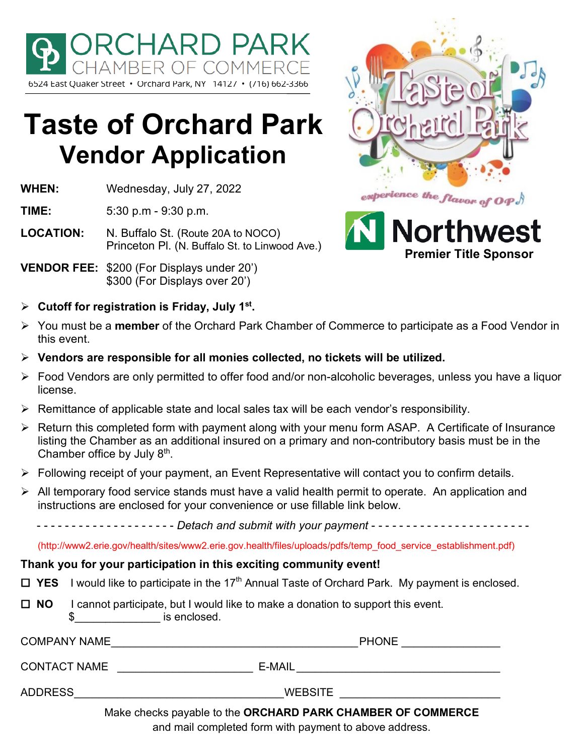**ORCHARD PARK**
**CHAMBER OF COMMERCE**
6524 East Quaker Street • Orchard Park, NY 14127 • (716) 662-3366

# Taste of Orchard Park
## Vendor Application

*experience the flavor of OP*

**Northwest**
**Premier Title Sponsor**

**WHEN:** Wednesday, July 27, 2022

**TIME:** 5:30 p.m - 9:30 p.m.

**LOCATION:** N. Buffalo St. (Route 20A to NOCO)
Princeton Pl. (N. Buffalo St. to Linwood Ave.)

**VENDOR FEE:** \$200 (For Displays under 20')
\$300 (For Displays over 20')

- **Cutoff for registration is Friday, July 1st.**
- You must be a **member** of the Orchard Park Chamber of Commerce to participate as a Food Vendor in this event.
- **Vendors are responsible for all monies collected, no tickets will be utilized.**
- Food Vendors are only permitted to offer food and/or non-alcoholic beverages, unless you have a liquor license.
- Remittance of applicable state and local sales tax will be each vendor's responsibility.
- Return this completed form with payment along with your menu form ASAP. A Certificate of Insurance listing the Chamber as an additional insured on a primary and non-contributory basis must be in the Chamber office by July 8th.
- Following receipt of your payment, an Event Representative will contact you to confirm details.
- All temporary food service stands must have a valid health permit to operate. An application and instructions are enclosed for your convenience or use fillable link below.

- - - - - - - - - - - - - - - - - - - - *Detach and submit with your payment* - - - - - - - - - - - - - - - - - - - - - -

(http://www2.erie.gov/health/sites/www2.erie.gov.health/files/uploads/pdfs/temp_food_service_establishment.pdf)

**Thank you for your participation in this exciting community event!**

☐ **YES** I would like to participate in the 17th Annual Taste of Orchard Park. My payment is enclosed.

☐ **NO** I cannot participate, but I would like to make a donation to support this event.
\$______________ is enclosed.

COMPANY NAME________________________________________ PHONE ________________

CONTACT NAME ______________________ E-MAIL__________________________________

ADDRESS__________________________________WEBSITE _________________________

Make checks payable to the **ORCHARD PARK CHAMBER OF COMMERCE**
and mail completed form with payment to above address.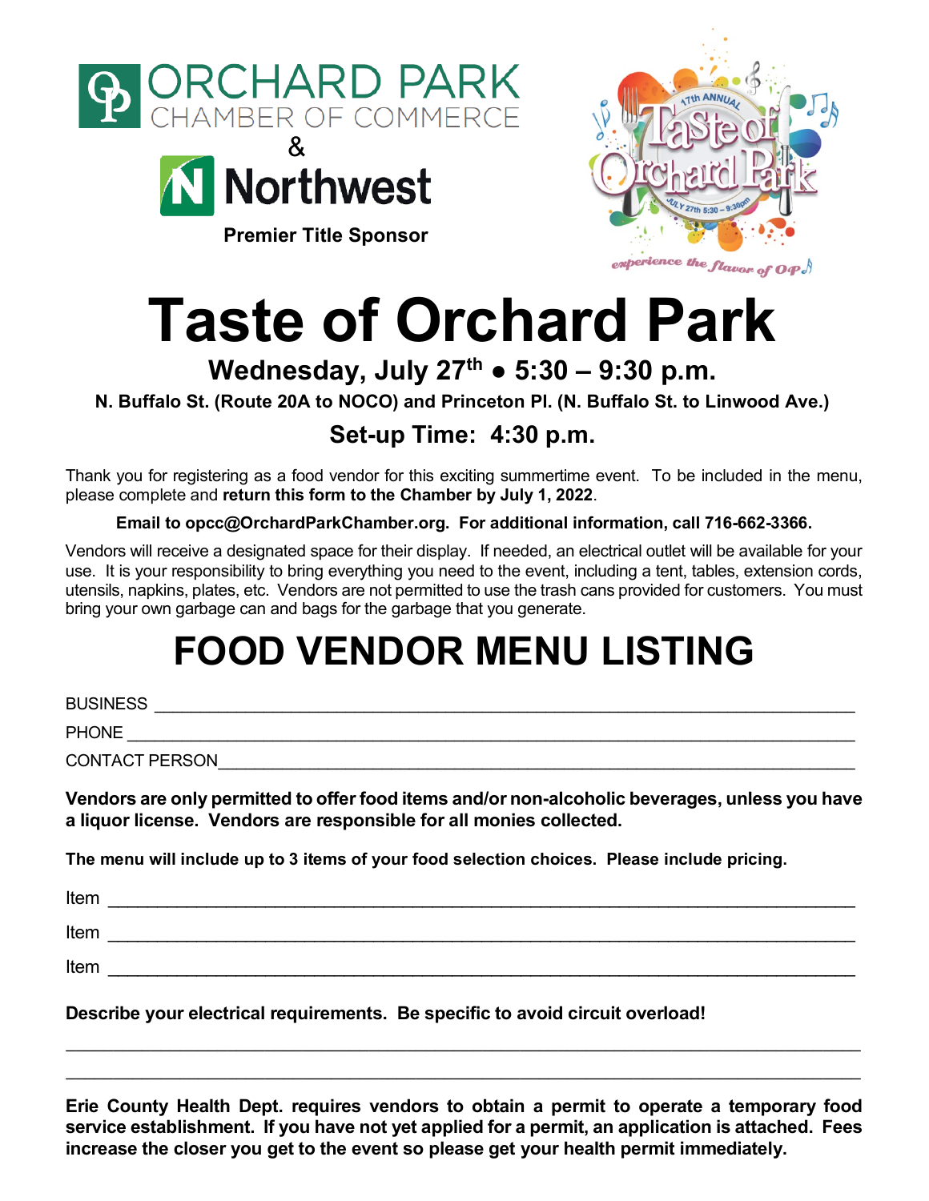ORCHARD PARK CHAMBER OF COMMERCE

&

Northwest

**Premier Title Sponsor**

# Taste of Orchard Park

## Wednesday, July 27th • 5:30 – 9:30 p.m.

**N. Buffalo St. (Route 20A to NOCO) and Princeton Pl. (N. Buffalo St. to Linwood Ave.)**

## Set-up Time: 4:30 p.m.

Thank you for registering as a food vendor for this exciting summertime event. To be included in the menu, please complete and **return this form to the Chamber by July 1, 2022**.

**Email to opcc@OrchardParkChamber.org. For additional information, call 716-662-3366.**

Vendors will receive a designated space for their display. If needed, an electrical outlet will be available for your use. It is your responsibility to bring everything you need to the event, including a tent, tables, extension cords, utensils, napkins, plates, etc. Vendors are not permitted to use the trash cans provided for customers. You must bring your own garbage can and bags for the garbage that you generate.

# FOOD VENDOR MENU LISTING

BUSINESS ___________________________________________________________________________

PHONE _____________________________________________________________________________

CONTACT PERSON____________________________________________________________________

**Vendors are only permitted to offer food items and/or non-alcoholic beverages, unless you have a liquor license. Vendors are responsible for all monies collected.**

**The menu will include up to 3 items of your food selection choices. Please include pricing.**

Item ______________________________________________________________________________

Item ______________________________________________________________________________

Item ______________________________________________________________________________

**Describe your electrical requirements. Be specific to avoid circuit overload!**

___________________________________________________________________________________

___________________________________________________________________________________

**Erie County Health Dept. requires vendors to obtain a permit to operate a temporary food service establishment. If you have not yet applied for a permit, an application is attached. Fees increase the closer you get to the event so please get your health permit immediately.**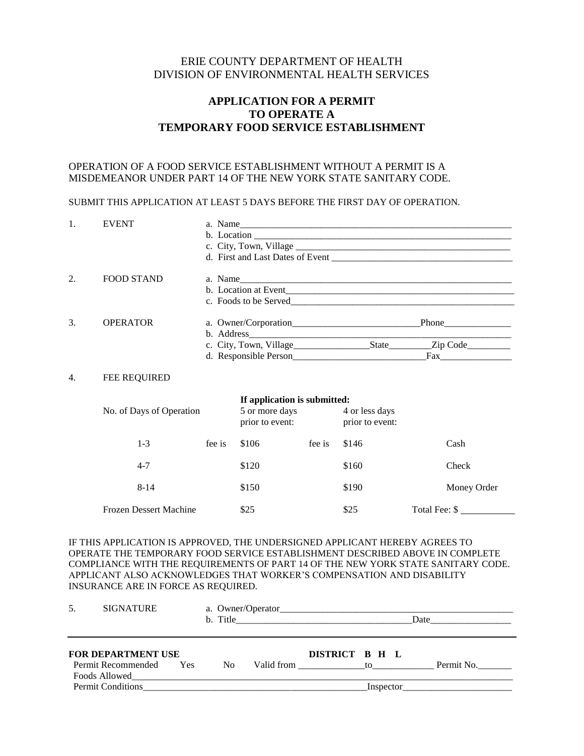ERIE COUNTY DEPARTMENT OF HEALTH
DIVISION OF ENVIRONMENTAL HEALTH SERVICES

# APPLICATION FOR A PERMIT TO OPERATE A TEMPORARY FOOD SERVICE ESTABLISHMENT

OPERATION OF A FOOD SERVICE ESTABLISHMENT WITHOUT A PERMIT IS A MISDEMEANOR UNDER PART 14 OF THE NEW YORK STATE SANITARY CODE.

SUBMIT THIS APPLICATION AT LEAST 5 DAYS BEFORE THE FIRST DAY OF OPERATION.

1. EVENT
   a. Name\_\_\_\_\_\_\_\_\_\_\_\_\_\_\_\_\_\_\_\_\_\_\_\_\_\_\_\_\_\_\_\_\_\_\_\_\_\_\_\_\_\_\_\_\_\_\_\_\_\_
   b. Location \_\_\_\_\_\_\_\_\_\_\_\_\_\_\_\_\_\_\_\_\_\_\_\_\_\_\_\_\_\_\_\_\_\_\_\_\_\_\_\_\_\_\_\_\_\_\_\_
   c. City, Town, Village \_\_\_\_\_\_\_\_\_\_\_\_\_\_\_\_\_\_\_\_\_\_\_\_\_\_\_\_\_\_\_\_\_\_\_\_\_\_\_\_
   d. First and Last Dates of Event \_\_\_\_\_\_\_\_\_\_\_\_\_\_\_\_\_\_\_\_\_\_\_\_\_\_\_\_\_\_\_\_\_\_

2. FOOD STAND
   a. Name\_\_\_\_\_\_\_\_\_\_\_\_\_\_\_\_\_\_\_\_\_\_\_\_\_\_\_\_\_\_\_\_\_\_\_\_\_\_\_\_\_\_\_\_\_\_\_\_\_\_
   b. Location at Event\_\_\_\_\_\_\_\_\_\_\_\_\_\_\_\_\_\_\_\_\_\_\_\_\_\_\_\_\_\_\_\_\_\_\_\_\_\_\_\_\_\_
   c. Foods to be Served\_\_\_\_\_\_\_\_\_\_\_\_\_\_\_\_\_\_\_\_\_\_\_\_\_\_\_\_\_\_\_\_\_\_\_\_\_\_\_\_\_

3. OPERATOR
   a. Owner/Corporation\_\_\_\_\_\_\_\_\_\_\_\_\_\_\_\_\_\_\_\_\_\_\_\_Phone\_\_\_\_\_\_\_\_\_\_\_\_
   b. Address\_\_\_\_\_\_\_\_\_\_\_\_\_\_\_\_\_\_\_\_\_\_\_\_\_\_\_\_\_\_\_\_\_\_\_\_\_\_\_\_\_\_\_\_\_\_\_\_\_\_
   c. City, Town, Village\_\_\_\_\_\_\_\_\_\_\_\_\_\_State\_\_\_\_\_\_\_\_Zip Code\_\_\_\_\_\_\_\_
   d. Responsible Person\_\_\_\_\_\_\_\_\_\_\_\_\_\_\_\_\_\_\_\_\_\_\_\_\_Fax\_\_\_\_\_\_\_\_\_\_\_\_\_

4. FEE REQUIRED

| No. of Days of Operation | | If application is submitted: 5 or more days prior to event: | | 4 or less days prior to event: | |
|---|---|---|---|---|---|
| 1-3 | fee is | $106 | fee is | $146 | Cash |
| 4-7 | | $120 | | $160 | Check |
| 8-14 | | $150 | | $190 | Money Order |
| Frozen Dessert Machine | | $25 | | $25 | Total Fee: $ \_\_\_\_\_\_\_\_\_\_ |

IF THIS APPLICATION IS APPROVED, THE UNDERSIGNED APPLICANT HEREBY AGREES TO OPERATE THE TEMPORARY FOOD SERVICE ESTABLISHMENT DESCRIBED ABOVE IN COMPLETE COMPLIANCE WITH THE REQUIREMENTS OF PART 14 OF THE NEW YORK STATE SANITARY CODE. APPLICANT ALSO ACKNOWLEDGES THAT WORKER'S COMPENSATION AND DISABILITY INSURANCE ARE IN FORCE AS REQUIRED.

5. SIGNATURE
   a. Owner/Operator\_\_\_\_\_\_\_\_\_\_\_\_\_\_\_\_\_\_\_\_\_\_\_\_\_\_\_\_\_\_\_\_\_\_\_\_\_\_\_\_\_\_\_\_
   b. Title\_\_\_\_\_\_\_\_\_\_\_\_\_\_\_\_\_\_\_\_\_\_\_\_\_\_\_\_\_\_\_\_\_Date\_\_\_\_\_\_\_\_\_\_\_\_\_\_\_

---

**FOR DEPARTMENT USE** **DISTRICT B H L**

Permit Recommended Yes No Valid from \_\_\_\_\_\_\_\_\_\_\_\_to\_\_\_\_\_\_\_\_\_\_\_ Permit No.\_\_\_\_\_\_

Foods Allowed\_\_\_\_\_\_\_\_\_\_\_\_\_\_\_\_\_\_\_\_\_\_\_\_\_\_\_\_\_\_\_\_\_\_\_\_\_\_\_\_\_\_\_\_\_\_\_\_\_\_\_\_\_\_\_\_\_\_\_\_

Permit Conditions\_\_\_\_\_\_\_\_\_\_\_\_\_\_\_\_\_\_\_\_\_\_\_\_\_\_\_\_\_\_\_\_\_\_\_\_\_\_\_\_\_Inspector\_\_\_\_\_\_\_\_\_\_\_\_\_\_\_\_\_\_\_\_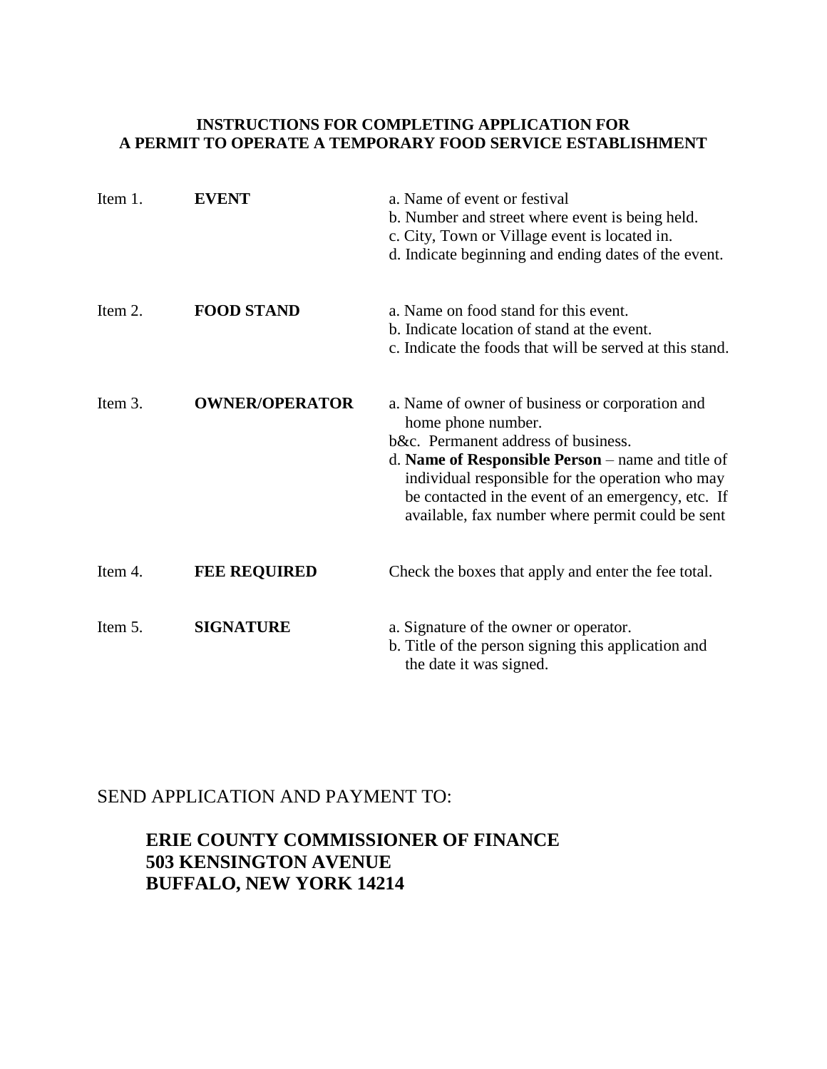# INSTRUCTIONS FOR COMPLETING APPLICATION FOR A PERMIT TO OPERATE A TEMPORARY FOOD SERVICE ESTABLISHMENT

| | | |
|---|---|---|
| Item 1. | **EVENT** | a. Name of event or festival<br>b. Number and street where event is being held.<br>c. City, Town or Village event is located in.<br>d. Indicate beginning and ending dates of the event. |
| Item 2. | **FOOD STAND** | a. Name on food stand for this event.<br>b. Indicate location of stand at the event.<br>c. Indicate the foods that will be served at this stand. |
| Item 3. | **OWNER/OPERATOR** | a. Name of owner of business or corporation and home phone number.<br>b&c. Permanent address of business.<br>d. **Name of Responsible Person** – name and title of individual responsible for the operation who may be contacted in the event of an emergency, etc. If available, fax number where permit could be sent |
| Item 4. | **FEE REQUIRED** | Check the boxes that apply and enter the fee total. |
| Item 5. | **SIGNATURE** | a. Signature of the owner or operator.<br>b. Title of the person signing this application and the date it was signed. |

SEND APPLICATION AND PAYMENT TO:

**ERIE COUNTY COMMISSIONER OF FINANCE**
**503 KENSINGTON AVENUE**
**BUFFALO, NEW YORK 14214**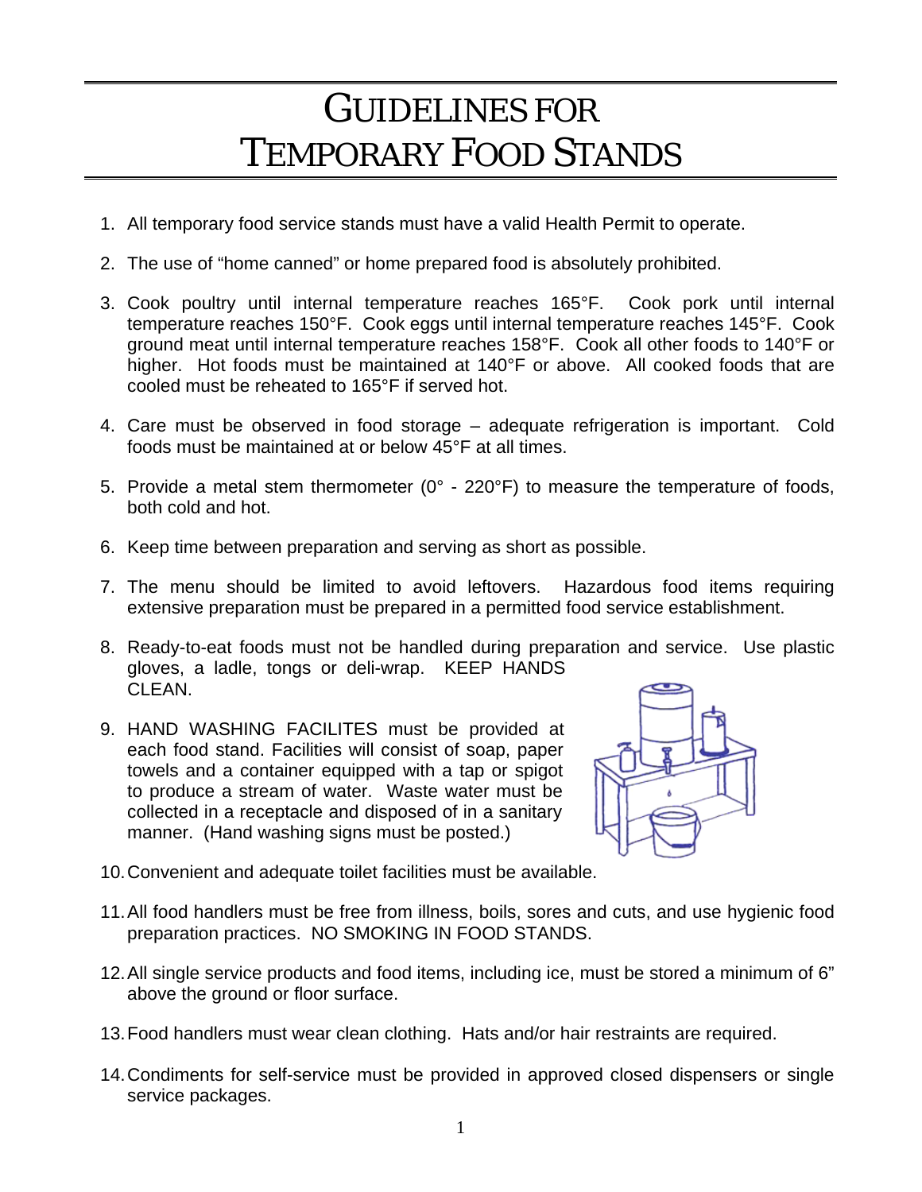# GUIDELINES FOR TEMPORARY FOOD STANDS

1. All temporary food service stands must have a valid Health Permit to operate.
2. The use of "home canned" or home prepared food is absolutely prohibited.
3. Cook poultry until internal temperature reaches 165°F. Cook pork until internal temperature reaches 150°F. Cook eggs until internal temperature reaches 145°F. Cook ground meat until internal temperature reaches 158°F. Cook all other foods to 140°F or higher. Hot foods must be maintained at 140°F or above. All cooked foods that are cooled must be reheated to 165°F if served hot.
4. Care must be observed in food storage – adequate refrigeration is important. Cold foods must be maintained at or below 45°F at all times.
5. Provide a metal stem thermometer (0° - 220°F) to measure the temperature of foods, both cold and hot.
6. Keep time between preparation and serving as short as possible.
7. The menu should be limited to avoid leftovers. Hazardous food items requiring extensive preparation must be prepared in a permitted food service establishment.
8. Ready-to-eat foods must not be handled during preparation and service. Use plastic gloves, a ladle, tongs or deli-wrap. KEEP HANDS CLEAN.
9. HAND WASHING FACILITES must be provided at each food stand. Facilities will consist of soap, paper towels and a container equipped with a tap or spigot to produce a stream of water. Waste water must be collected in a receptacle and disposed of in a sanitary manner. (Hand washing signs must be posted.)
10. Convenient and adequate toilet facilities must be available.
11. All food handlers must be free from illness, boils, sores and cuts, and use hygienic food preparation practices. NO SMOKING IN FOOD STANDS.
12. All single service products and food items, including ice, must be stored a minimum of 6" above the ground or floor surface.
13. Food handlers must wear clean clothing. Hats and/or hair restraints are required.
14. Condiments for self-service must be provided in approved closed dispensers or single service packages.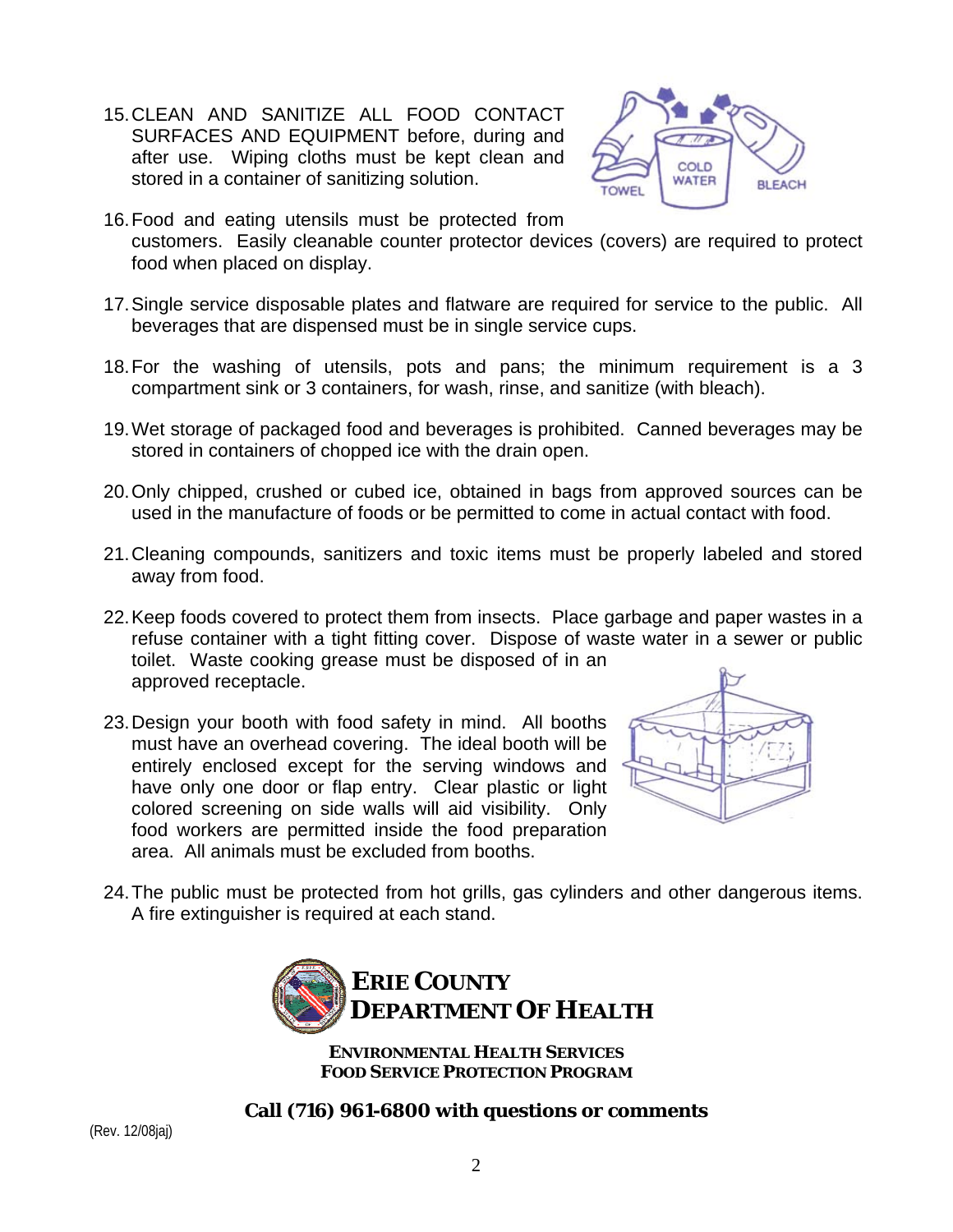15. CLEAN AND SANITIZE ALL FOOD CONTACT SURFACES AND EQUIPMENT before, during and after use. Wiping cloths must be kept clean and stored in a container of sanitizing solution.

16. Food and eating utensils must be protected from customers. Easily cleanable counter protector devices (covers) are required to protect food when placed on display.

17. Single service disposable plates and flatware are required for service to the public. All beverages that are dispensed must be in single service cups.

18. For the washing of utensils, pots and pans; the minimum requirement is a 3 compartment sink or 3 containers, for wash, rinse, and sanitize (with bleach).

19. Wet storage of packaged food and beverages is prohibited. Canned beverages may be stored in containers of chopped ice with the drain open.

20. Only chipped, crushed or cubed ice, obtained in bags from approved sources can be used in the manufacture of foods or be permitted to come in actual contact with food.

21. Cleaning compounds, sanitizers and toxic items must be properly labeled and stored away from food.

22. Keep foods covered to protect them from insects. Place garbage and paper wastes in a refuse container with a tight fitting cover. Dispose of waste water in a sewer or public toilet. Waste cooking grease must be disposed of in an approved receptacle.

23. Design your booth with food safety in mind. All booths must have an overhead covering. The ideal booth will be entirely enclosed except for the serving windows and have only one door or flap entry. Clear plastic or light colored screening on side walls will aid visibility. Only food workers are permitted inside the food preparation area. All animals must be excluded from booths.

24. The public must be protected from hot grills, gas cylinders and other dangerous items. A fire extinguisher is required at each stand.

**ERIE COUNTY DEPARTMENT OF HEALTH**

**ENVIRONMENTAL HEALTH SERVICES**
**FOOD SERVICE PROTECTION PROGRAM**

**Call (716) 961-6800 with questions or comments**

(Rev. 12/08jaj)